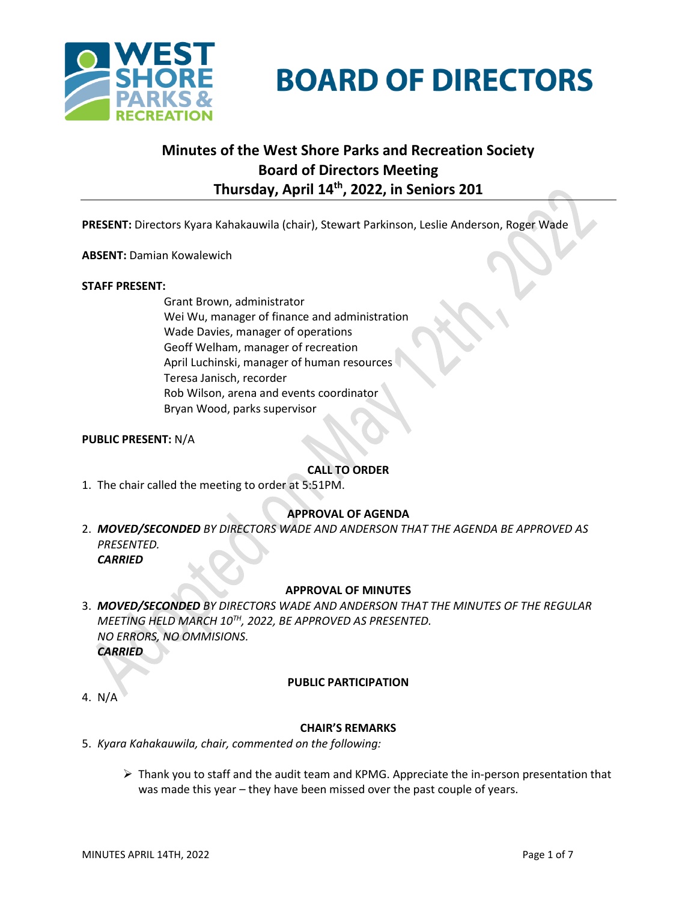# BOARD OF DIRECTORS

## Minutes of the West Shore Parks and Recreation Society Board of Directors Meeting Thursday, April 14th, 2022, in Seniors 201

**PRESENT:** Directors Kyara Kahakauwila (chair), Stewart Parkinson, Leslie Anderson, Roger Wade

**ABSENT:** Damian Kowalewich

**STAFF PRESENT:**

Grant Brown, administrator
Wei Wu, manager of finance and administration
Wade Davies, manager of operations
Geoff Welham, manager of recreation
April Luchinski, manager of human resources
Teresa Janisch, recorder
Rob Wilson, arena and events coordinator
Bryan Wood, parks supervisor

**PUBLIC PRESENT:** N/A

### CALL TO ORDER

1. The chair called the meeting to order at 5:51PM.

### APPROVAL OF AGENDA

2. ***MOVED/SECONDED** BY DIRECTORS WADE AND ANDERSON THAT THE AGENDA BE APPROVED AS PRESENTED.*
   ***CARRIED***

### APPROVAL OF MINUTES

3. ***MOVED/SECONDED** BY DIRECTORS WADE AND ANDERSON THAT THE MINUTES OF THE REGULAR MEETING HELD MARCH 10TH, 2022, BE APPROVED AS PRESENTED.*
   *NO ERRORS, NO OMMISIONS.*
   ***CARRIED***

### PUBLIC PARTICIPATION

4. N/A

### CHAIR'S REMARKS

5. *Kyara Kahakauwila, chair, commented on the following:*

   - Thank you to staff and the audit team and KPMG. Appreciate the in-person presentation that was made this year – they have been missed over the past couple of years.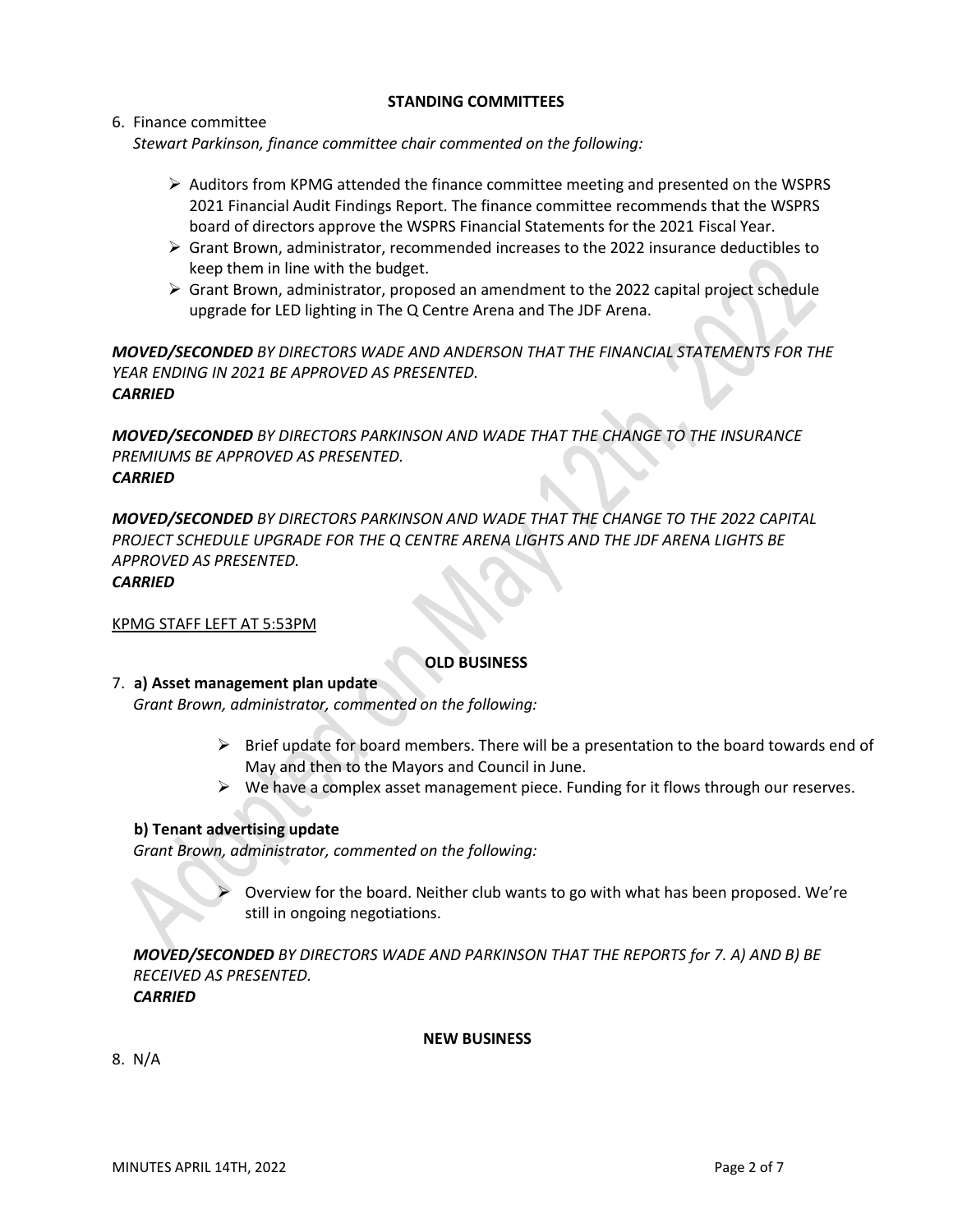**STANDING COMMITTEES**

6. Finance committee

   *Stewart Parkinson, finance committee chair commented on the following:*

   - Auditors from KPMG attended the finance committee meeting and presented on the WSPRS 2021 Financial Audit Findings Report. The finance committee recommends that the WSPRS board of directors approve the WSPRS Financial Statements for the 2021 Fiscal Year.
   - Grant Brown, administrator, recommended increases to the 2022 insurance deductibles to keep them in line with the budget.
   - Grant Brown, administrator, proposed an amendment to the 2022 capital project schedule upgrade for LED lighting in The Q Centre Arena and The JDF Arena.

***MOVED/SECONDED*** *BY DIRECTORS WADE AND ANDERSON THAT THE FINANCIAL STATEMENTS FOR THE YEAR ENDING IN 2021 BE APPROVED AS PRESENTED.*
***CARRIED***

***MOVED/SECONDED*** *BY DIRECTORS PARKINSON AND WADE THAT THE CHANGE TO THE INSURANCE PREMIUMS BE APPROVED AS PRESENTED.*
***CARRIED***

***MOVED/SECONDED*** *BY DIRECTORS PARKINSON AND WADE THAT THE CHANGE TO THE 2022 CAPITAL PROJECT SCHEDULE UPGRADE FOR THE Q CENTRE ARENA LIGHTS AND THE JDF ARENA LIGHTS BE APPROVED AS PRESENTED.*
***CARRIED***

<u>KPMG STAFF LEFT AT 5:53PM</u>

**OLD BUSINESS**

7. **a) Asset management plan update**

   *Grant Brown, administrator, commented on the following:*

   - Brief update for board members. There will be a presentation to the board towards end of May and then to the Mayors and Council in June.
   - We have a complex asset management piece. Funding for it flows through our reserves.

   **b) Tenant advertising update**

   *Grant Brown, administrator, commented on the following:*

   - Overview for the board. Neither club wants to go with what has been proposed. We're still in ongoing negotiations.

   ***MOVED/SECONDED*** *BY DIRECTORS WADE AND PARKINSON THAT THE REPORTS for 7. A) AND B) BE RECEIVED AS PRESENTED.*
   ***CARRIED***

**NEW BUSINESS**

8. N/A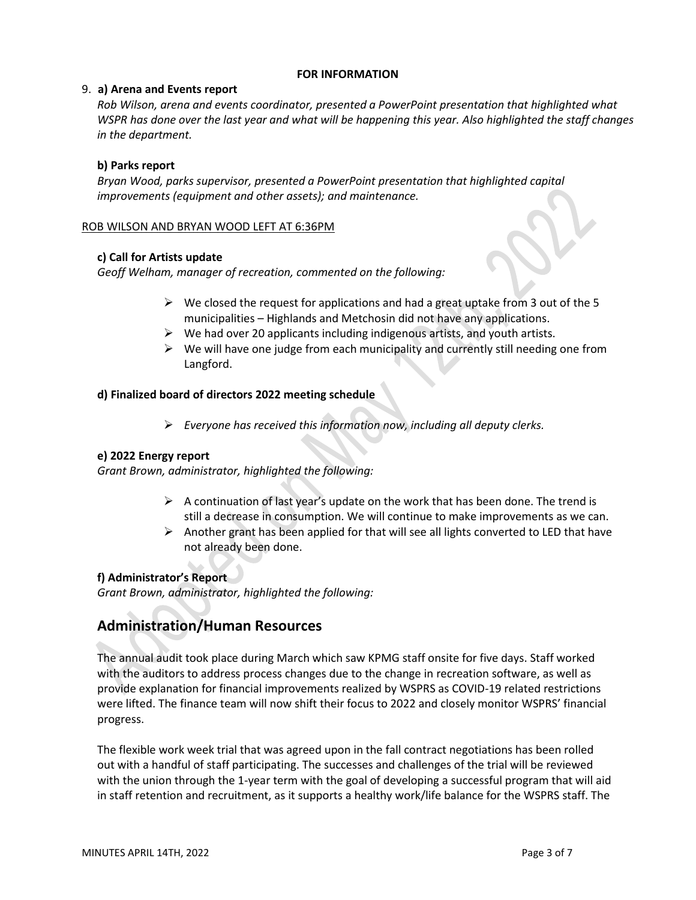**FOR INFORMATION**

9. **a) Arena and Events report**

   *Rob Wilson, arena and events coordinator, presented a PowerPoint presentation that highlighted what WSPR has done over the last year and what will be happening this year. Also highlighted the staff changes in the department.*

   **b) Parks report**

   *Bryan Wood, parks supervisor, presented a PowerPoint presentation that highlighted capital improvements (equipment and other assets); and maintenance.*

<u>ROB WILSON AND BRYAN WOOD LEFT AT 6:36PM</u>

**c) Call for Artists update**

*Geoff Welham, manager of recreation, commented on the following:*

- We closed the request for applications and had a great uptake from 3 out of the 5 municipalities – Highlands and Metchosin did not have any applications.
- We had over 20 applicants including indigenous artists, and youth artists.
- We will have one judge from each municipality and currently still needing one from Langford.

**d) Finalized board of directors 2022 meeting schedule**

- *Everyone has received this information now, including all deputy clerks.*

**e) 2022 Energy report**

*Grant Brown, administrator, highlighted the following:*

- A continuation of last year's update on the work that has been done. The trend is still a decrease in consumption. We will continue to make improvements as we can.
- Another grant has been applied for that will see all lights converted to LED that have not already been done.

**f) Administrator's Report**

*Grant Brown, administrator, highlighted the following:*

## Administration/Human Resources

The annual audit took place during March which saw KPMG staff onsite for five days. Staff worked with the auditors to address process changes due to the change in recreation software, as well as provide explanation for financial improvements realized by WSPRS as COVID-19 related restrictions were lifted. The finance team will now shift their focus to 2022 and closely monitor WSPRS' financial progress.

The flexible work week trial that was agreed upon in the fall contract negotiations has been rolled out with a handful of staff participating. The successes and challenges of the trial will be reviewed with the union through the 1-year term with the goal of developing a successful program that will aid in staff retention and recruitment, as it supports a healthy work/life balance for the WSPRS staff. The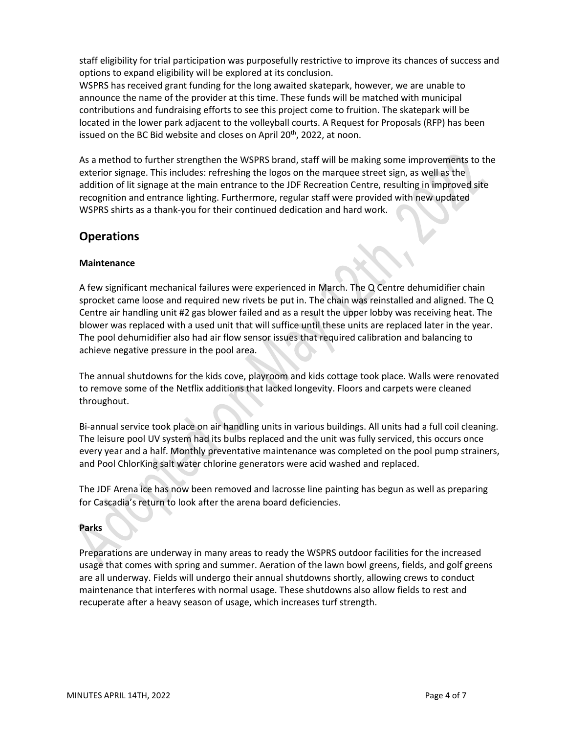staff eligibility for trial participation was purposefully restrictive to improve its chances of success and options to expand eligibility will be explored at its conclusion.
WSPRS has received grant funding for the long awaited skatepark, however, we are unable to announce the name of the provider at this time. These funds will be matched with municipal contributions and fundraising efforts to see this project come to fruition. The skatepark will be located in the lower park adjacent to the volleyball courts. A Request for Proposals (RFP) has been issued on the BC Bid website and closes on April 20th, 2022, at noon.

As a method to further strengthen the WSPRS brand, staff will be making some improvements to the exterior signage. This includes: refreshing the logos on the marquee street sign, as well as the addition of lit signage at the main entrance to the JDF Recreation Centre, resulting in improved site recognition and entrance lighting. Furthermore, regular staff were provided with new updated WSPRS shirts as a thank-you for their continued dedication and hard work.

## Operations

**Maintenance**

A few significant mechanical failures were experienced in March. The Q Centre dehumidifier chain sprocket came loose and required new rivets be put in. The chain was reinstalled and aligned. The Q Centre air handling unit #2 gas blower failed and as a result the upper lobby was receiving heat. The blower was replaced with a used unit that will suffice until these units are replaced later in the year. The pool dehumidifier also had air flow sensor issues that required calibration and balancing to achieve negative pressure in the pool area.

The annual shutdowns for the kids cove, playroom and kids cottage took place. Walls were renovated to remove some of the Netflix additions that lacked longevity. Floors and carpets were cleaned throughout.

Bi-annual service took place on air handling units in various buildings. All units had a full coil cleaning. The leisure pool UV system had its bulbs replaced and the unit was fully serviced, this occurs once every year and a half. Monthly preventative maintenance was completed on the pool pump strainers, and Pool ChlorKing salt water chlorine generators were acid washed and replaced.

The JDF Arena ice has now been removed and lacrosse line painting has begun as well as preparing for Cascadia's return to look after the arena board deficiencies.

**Parks**

Preparations are underway in many areas to ready the WSPRS outdoor facilities for the increased usage that comes with spring and summer. Aeration of the lawn bowl greens, fields, and golf greens are all underway. Fields will undergo their annual shutdowns shortly, allowing crews to conduct maintenance that interferes with normal usage. These shutdowns also allow fields to rest and recuperate after a heavy season of usage, which increases turf strength.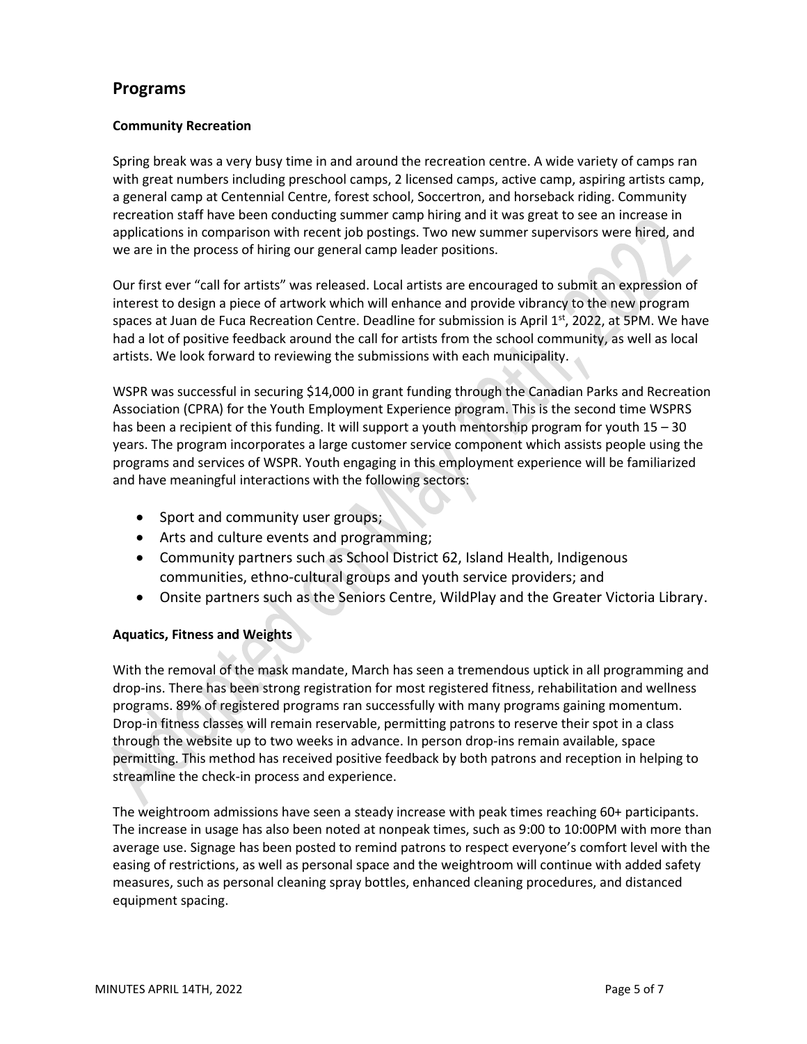## Programs

### Community Recreation

Spring break was a very busy time in and around the recreation centre. A wide variety of camps ran with great numbers including preschool camps, 2 licensed camps, active camp, aspiring artists camp, a general camp at Centennial Centre, forest school, Soccertron, and horseback riding. Community recreation staff have been conducting summer camp hiring and it was great to see an increase in applications in comparison with recent job postings. Two new summer supervisors were hired, and we are in the process of hiring our general camp leader positions.

Our first ever "call for artists" was released. Local artists are encouraged to submit an expression of interest to design a piece of artwork which will enhance and provide vibrancy to the new program spaces at Juan de Fuca Recreation Centre. Deadline for submission is April 1st, 2022, at 5PM. We have had a lot of positive feedback around the call for artists from the school community, as well as local artists. We look forward to reviewing the submissions with each municipality.

WSPR was successful in securing $14,000 in grant funding through the Canadian Parks and Recreation Association (CPRA) for the Youth Employment Experience program. This is the second time WSPRS has been a recipient of this funding. It will support a youth mentorship program for youth 15 – 30 years. The program incorporates a large customer service component which assists people using the programs and services of WSPR. Youth engaging in this employment experience will be familiarized and have meaningful interactions with the following sectors:

- Sport and community user groups;
- Arts and culture events and programming;
- Community partners such as School District 62, Island Health, Indigenous communities, ethno-cultural groups and youth service providers; and
- Onsite partners such as the Seniors Centre, WildPlay and the Greater Victoria Library.

### Aquatics, Fitness and Weights

With the removal of the mask mandate, March has seen a tremendous uptick in all programming and drop-ins. There has been strong registration for most registered fitness, rehabilitation and wellness programs. 89% of registered programs ran successfully with many programs gaining momentum. Drop-in fitness classes will remain reservable, permitting patrons to reserve their spot in a class through the website up to two weeks in advance. In person drop-ins remain available, space permitting. This method has received positive feedback by both patrons and reception in helping to streamline the check-in process and experience.

The weightroom admissions have seen a steady increase with peak times reaching 60+ participants. The increase in usage has also been noted at nonpeak times, such as 9:00 to 10:00PM with more than average use. Signage has been posted to remind patrons to respect everyone's comfort level with the easing of restrictions, as well as personal space and the weightroom will continue with added safety measures, such as personal cleaning spray bottles, enhanced cleaning procedures, and distanced equipment spacing.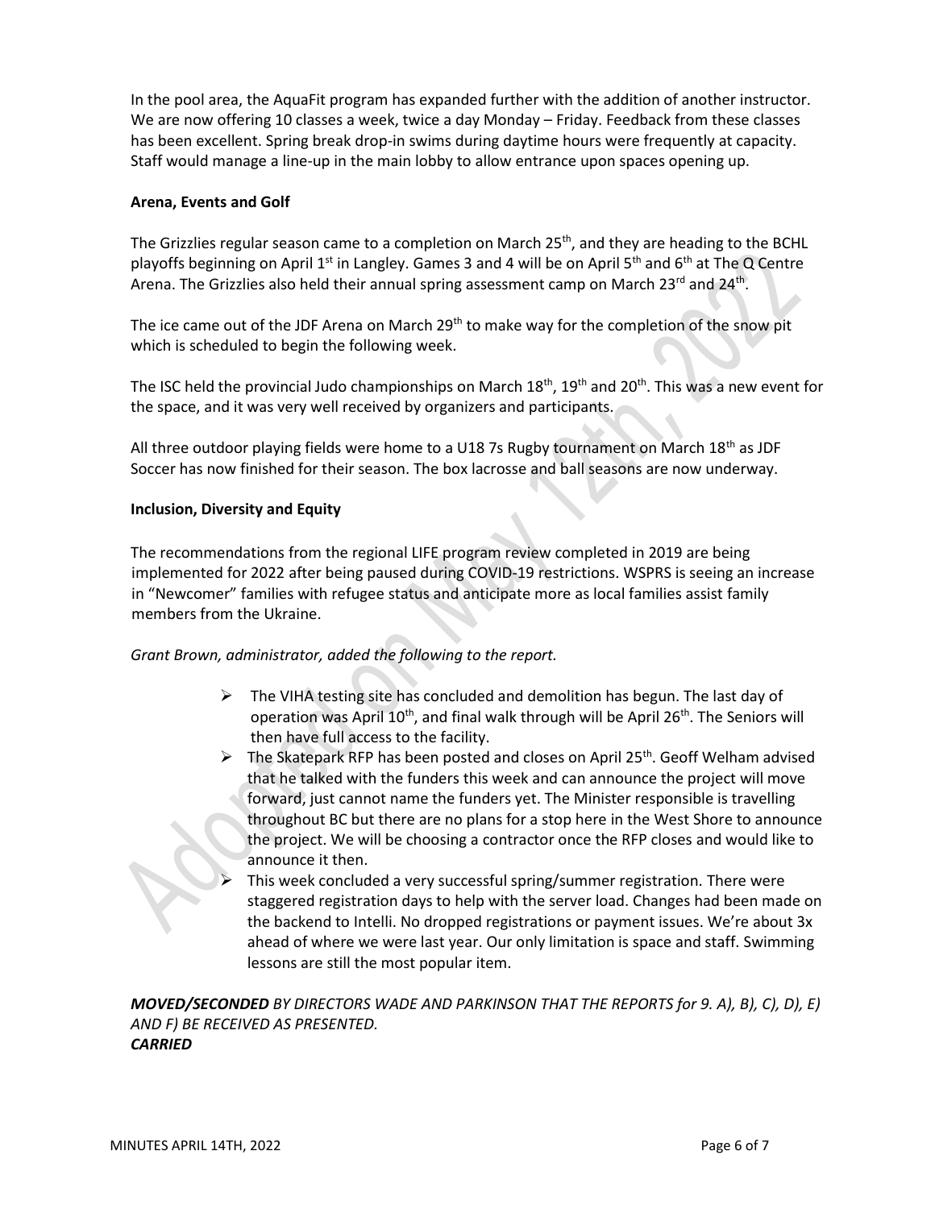In the pool area, the AquaFit program has expanded further with the addition of another instructor. We are now offering 10 classes a week, twice a day Monday – Friday. Feedback from these classes has been excellent. Spring break drop-in swims during daytime hours were frequently at capacity. Staff would manage a line-up in the main lobby to allow entrance upon spaces opening up.

**Arena, Events and Golf**

The Grizzlies regular season came to a completion on March 25th, and they are heading to the BCHL playoffs beginning on April 1st in Langley. Games 3 and 4 will be on April 5th and 6th at The Q Centre Arena. The Grizzlies also held their annual spring assessment camp on March 23rd and 24th.

The ice came out of the JDF Arena on March 29th to make way for the completion of the snow pit which is scheduled to begin the following week.

The ISC held the provincial Judo championships on March 18th, 19th and 20th. This was a new event for the space, and it was very well received by organizers and participants.

All three outdoor playing fields were home to a U18 7s Rugby tournament on March 18th as JDF Soccer has now finished for their season. The box lacrosse and ball seasons are now underway.

**Inclusion, Diversity and Equity**

The recommendations from the regional LIFE program review completed in 2019 are being implemented for 2022 after being paused during COVID-19 restrictions. WSPRS is seeing an increase in "Newcomer" families with refugee status and anticipate more as local families assist family members from the Ukraine.

*Grant Brown, administrator, added the following to the report.*

- The VIHA testing site has concluded and demolition has begun. The last day of operation was April 10th, and final walk through will be April 26th. The Seniors will then have full access to the facility.
- The Skatepark RFP has been posted and closes on April 25th. Geoff Welham advised that he talked with the funders this week and can announce the project will move forward, just cannot name the funders yet. The Minister responsible is travelling throughout BC but there are no plans for a stop here in the West Shore to announce the project. We will be choosing a contractor once the RFP closes and would like to announce it then.
- This week concluded a very successful spring/summer registration. There were staggered registration days to help with the server load. Changes had been made on the backend to Intelli. No dropped registrations or payment issues. We're about 3x ahead of where we were last year. Our only limitation is space and staff. Swimming lessons are still the most popular item.

***MOVED/SECONDED*** *BY DIRECTORS WADE AND PARKINSON THAT THE REPORTS for 9. A), B), C), D), E) AND F) BE RECEIVED AS PRESENTED.*
***CARRIED***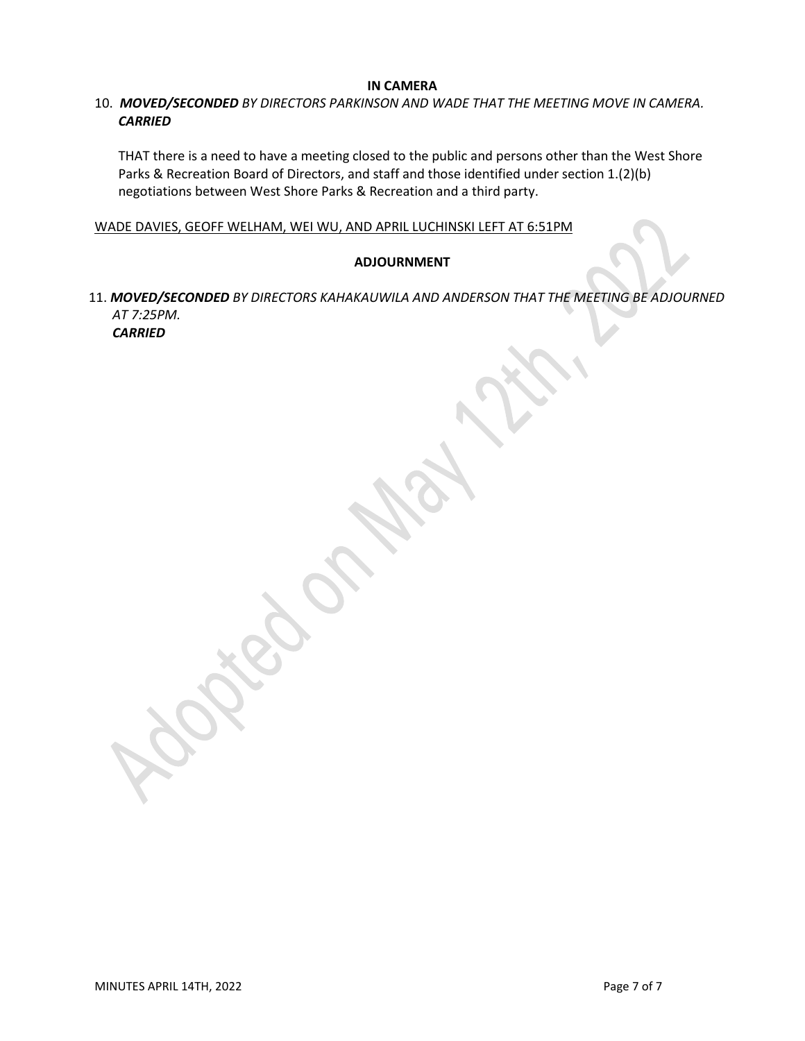**IN CAMERA**

10. ***MOVED/SECONDED*** *BY DIRECTORS PARKINSON AND WADE THAT THE MEETING MOVE IN CAMERA.*
    ***CARRIED***

    THAT there is a need to have a meeting closed to the public and persons other than the West Shore Parks & Recreation Board of Directors, and staff and those identified under section 1.(2)(b) negotiations between West Shore Parks & Recreation and a third party.

<u>WADE DAVIES, GEOFF WELHAM, WEI WU, AND APRIL LUCHINSKI LEFT AT 6:51PM</u>

**ADJOURNMENT**

11. ***MOVED/SECONDED*** *BY DIRECTORS KAHAKAUWILA AND ANDERSON THAT THE MEETING BE ADJOURNED AT 7:25PM.*
    ***CARRIED***

Adopted on May 12th, 2022